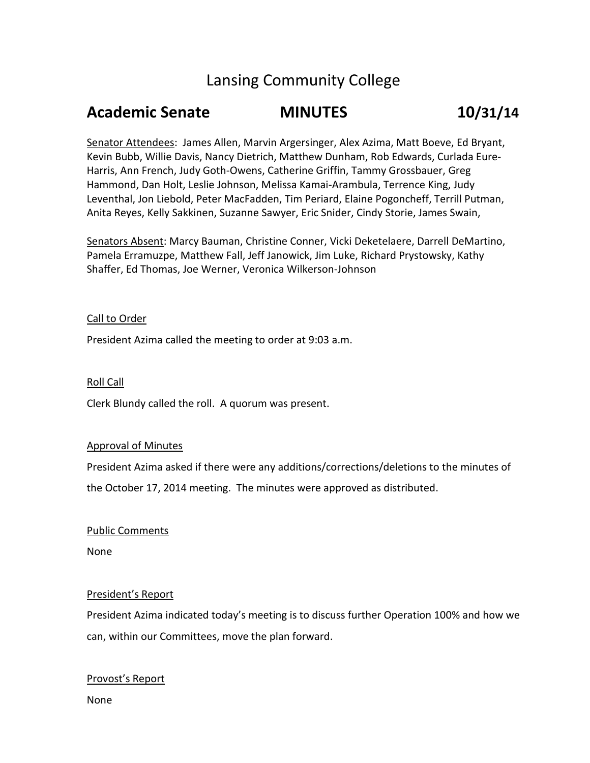# Lansing Community College

## Academic Senate MINUTES 10/31/14

Senator Attendees: James Allen, Marvin Argersinger, Alex Azima, Matt Boeve, Ed Bryant, Kevin Bubb, Willie Davis, Nancy Dietrich, Matthew Dunham, Rob Edwards, Curlada Eure-Harris, Ann French, Judy Goth-Owens, Catherine Griffin, Tammy Grossbauer, Greg Hammond, Dan Holt, Leslie Johnson, Melissa Kamai-Arambula, Terrence King, Judy Leventhal, Jon Liebold, Peter MacFadden, Tim Periard, Elaine Pogoncheff, Terrill Putman, Anita Reyes, Kelly Sakkinen, Suzanne Sawyer, Eric Snider, Cindy Storie, James Swain,

Senators Absent: Marcy Bauman, Christine Conner, Vicki Deketelaere, Darrell DeMartino, Pamela Erramuzpe, Matthew Fall, Jeff Janowick, Jim Luke, Richard Prystowsky, Kathy Shaffer, Ed Thomas, Joe Werner, Veronica Wilkerson-Johnson

Call to Order

President Azima called the meeting to order at 9:03 a.m.

Roll Call

Clerk Blundy called the roll. A quorum was present.

Approval of Minutes

President Azima asked if there were any additions/corrections/deletions to the minutes of the October 17, 2014 meeting. The minutes were approved as distributed.

Public Comments

None

President's Report

President Azima indicated today's meeting is to discuss further Operation 100% and how we can, within our Committees, move the plan forward.

Provost's Report

None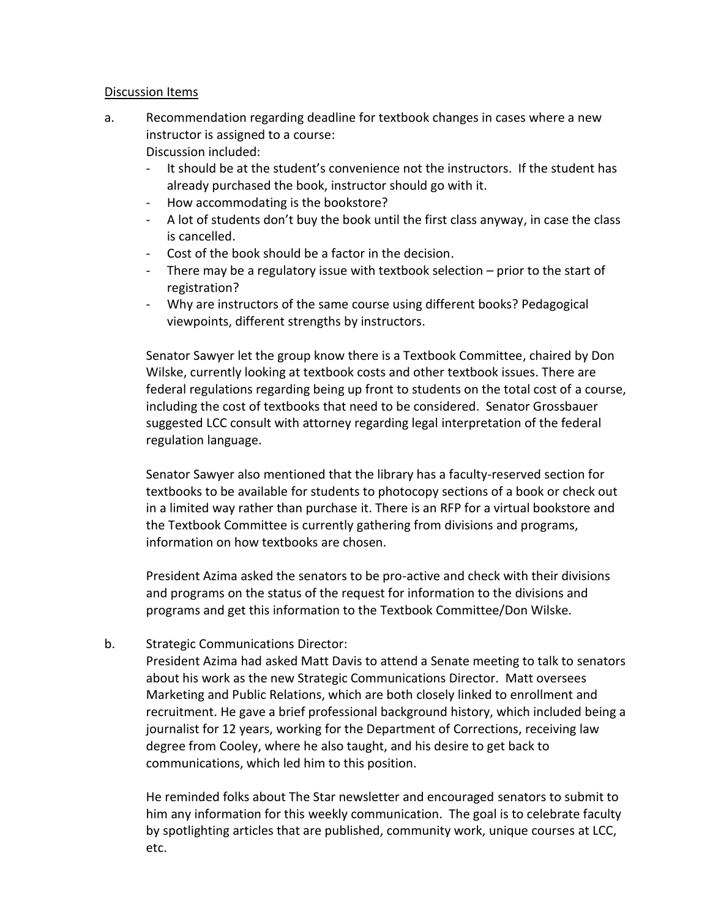<u>Discussion Items</u>

a. Recommendation regarding deadline for textbook changes in cases where a new instructor is assigned to a course:
   Discussion included:
   - It should be at the student's convenience not the instructors. If the student has already purchased the book, instructor should go with it.
   - How accommodating is the bookstore?
   - A lot of students don't buy the book until the first class anyway, in case the class is cancelled.
   - Cost of the book should be a factor in the decision.
   - There may be a regulatory issue with textbook selection – prior to the start of registration?
   - Why are instructors of the same course using different books? Pedagogical viewpoints, different strengths by instructors.

   Senator Sawyer let the group know there is a Textbook Committee, chaired by Don Wilske, currently looking at textbook costs and other textbook issues. There are federal regulations regarding being up front to students on the total cost of a course, including the cost of textbooks that need to be considered. Senator Grossbauer suggested LCC consult with attorney regarding legal interpretation of the federal regulation language.

   Senator Sawyer also mentioned that the library has a faculty-reserved section for textbooks to be available for students to photocopy sections of a book or check out in a limited way rather than purchase it. There is an RFP for a virtual bookstore and the Textbook Committee is currently gathering from divisions and programs, information on how textbooks are chosen.

   President Azima asked the senators to be pro-active and check with their divisions and programs on the status of the request for information to the divisions and programs and get this information to the Textbook Committee/Don Wilske.

b. Strategic Communications Director:
   President Azima had asked Matt Davis to attend a Senate meeting to talk to senators about his work as the new Strategic Communications Director. Matt oversees Marketing and Public Relations, which are both closely linked to enrollment and recruitment. He gave a brief professional background history, which included being a journalist for 12 years, working for the Department of Corrections, receiving law degree from Cooley, where he also taught, and his desire to get back to communications, which led him to this position.

   He reminded folks about The Star newsletter and encouraged senators to submit to him any information for this weekly communication. The goal is to celebrate faculty by spotlighting articles that are published, community work, unique courses at LCC, etc.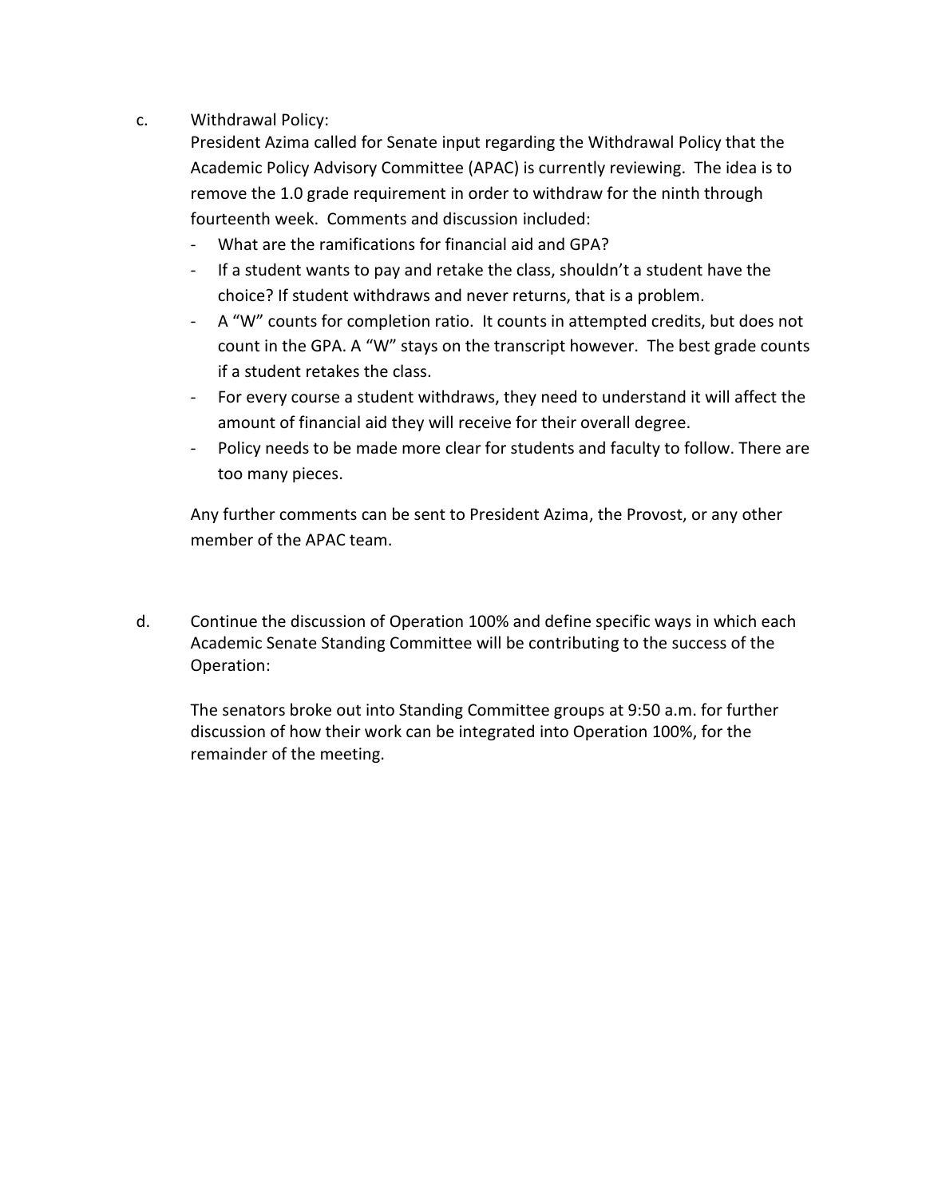c. Withdrawal Policy:

President Azima called for Senate input regarding the Withdrawal Policy that the Academic Policy Advisory Committee (APAC) is currently reviewing. The idea is to remove the 1.0 grade requirement in order to withdraw for the ninth through fourteenth week. Comments and discussion included:

- What are the ramifications for financial aid and GPA?
- If a student wants to pay and retake the class, shouldn't a student have the choice? If student withdraws and never returns, that is a problem.
- A "W" counts for completion ratio. It counts in attempted credits, but does not count in the GPA. A "W" stays on the transcript however. The best grade counts if a student retakes the class.
- For every course a student withdraws, they need to understand it will affect the amount of financial aid they will receive for their overall degree.
- Policy needs to be made more clear for students and faculty to follow. There are too many pieces.

Any further comments can be sent to President Azima, the Provost, or any other member of the APAC team.

d. Continue the discussion of Operation 100% and define specific ways in which each Academic Senate Standing Committee will be contributing to the success of the Operation:

The senators broke out into Standing Committee groups at 9:50 a.m. for further discussion of how their work can be integrated into Operation 100%, for the remainder of the meeting.